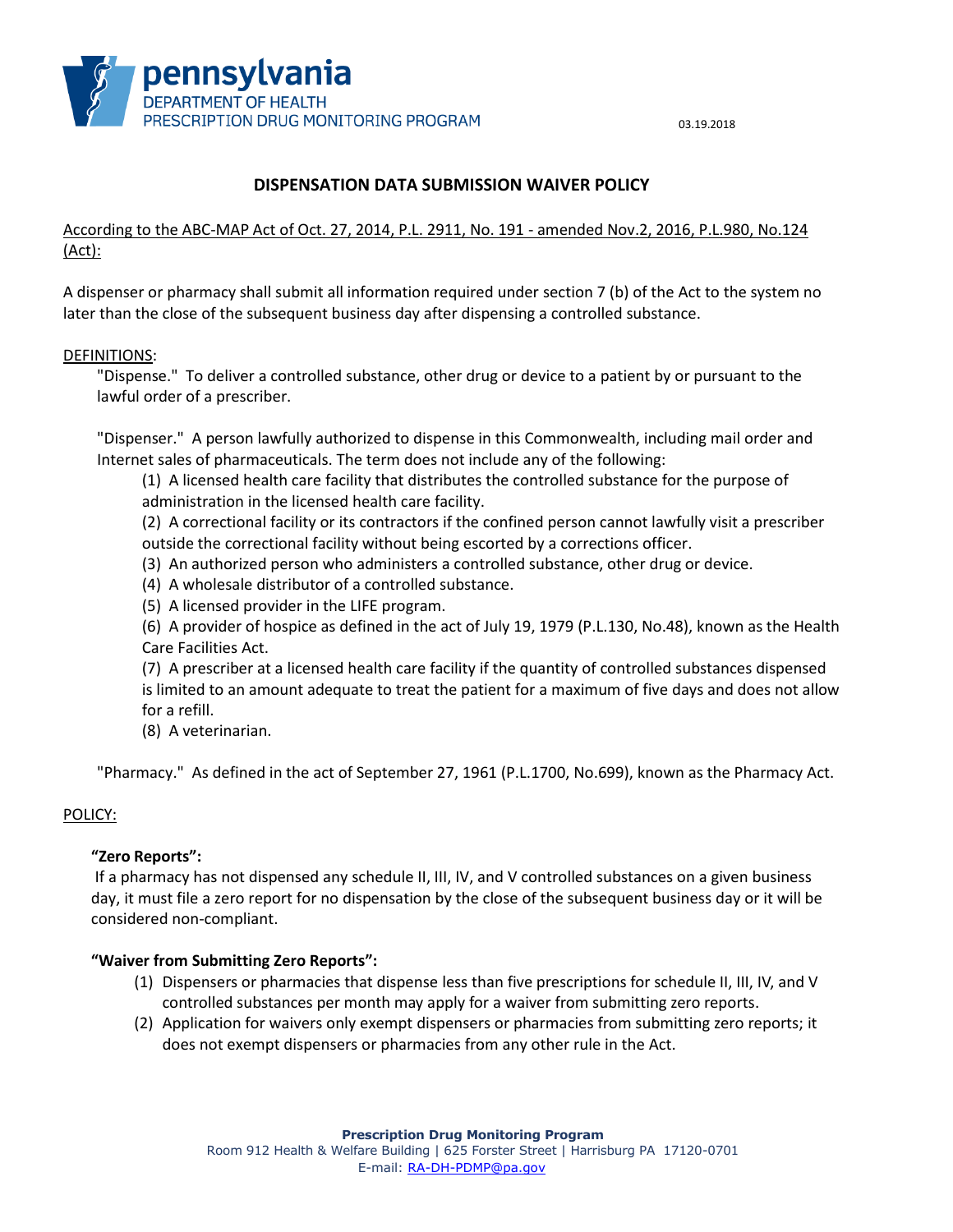pennsylvania
DEPARTMENT OF HEALTH
PRESCRIPTION DRUG MONITORING PROGRAM

03.19.2018

# DISPENSATION DATA SUBMISSION WAIVER POLICY

According to the ABC-MAP Act of Oct. 27, 2014, P.L. 2911, No. 191 - amended Nov.2, 2016, P.L.980, No.124 (Act):

A dispenser or pharmacy shall submit all information required under section 7 (b) of the Act to the system no later than the close of the subsequent business day after dispensing a controlled substance.

## DEFINITIONS:

"Dispense." To deliver a controlled substance, other drug or device to a patient by or pursuant to the lawful order of a prescriber.

"Dispenser." A person lawfully authorized to dispense in this Commonwealth, including mail order and Internet sales of pharmaceuticals. The term does not include any of the following:

(1) A licensed health care facility that distributes the controlled substance for the purpose of administration in the licensed health care facility.

(2) A correctional facility or its contractors if the confined person cannot lawfully visit a prescriber outside the correctional facility without being escorted by a corrections officer.

(3) An authorized person who administers a controlled substance, other drug or device.

(4) A wholesale distributor of a controlled substance.

(5) A licensed provider in the LIFE program.

(6) A provider of hospice as defined in the act of July 19, 1979 (P.L.130, No.48), known as the Health Care Facilities Act.

(7) A prescriber at a licensed health care facility if the quantity of controlled substances dispensed is limited to an amount adequate to treat the patient for a maximum of five days and does not allow for a refill.

(8) A veterinarian.

"Pharmacy." As defined in the act of September 27, 1961 (P.L.1700, No.699), known as the Pharmacy Act.

## POLICY:

**"Zero Reports":**

If a pharmacy has not dispensed any schedule II, III, IV, and V controlled substances on a given business day, it must file a zero report for no dispensation by the close of the subsequent business day or it will be considered non-compliant.

**"Waiver from Submitting Zero Reports":**

(1) Dispensers or pharmacies that dispense less than five prescriptions for schedule II, III, IV, and V controlled substances per month may apply for a waiver from submitting zero reports.

(2) Application for waivers only exempt dispensers or pharmacies from submitting zero reports; it does not exempt dispensers or pharmacies from any other rule in the Act.

**Prescription Drug Monitoring Program**
Room 912 Health & Welfare Building | 625 Forster Street | Harrisburg PA 17120-0701
E-mail: RA-DH-PDMP@pa.gov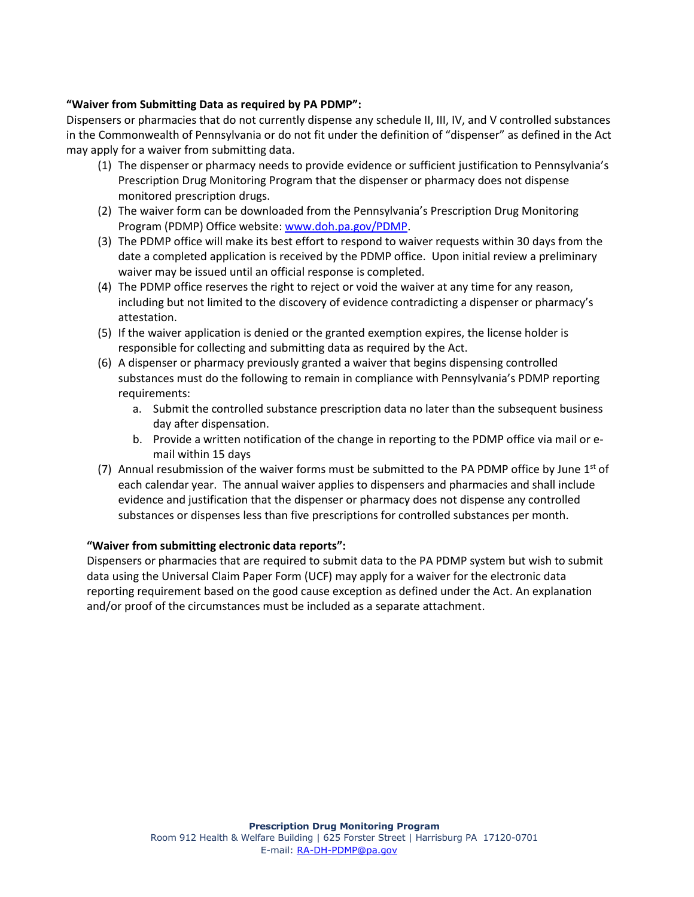**"Waiver from Submitting Data as required by PA PDMP":**

Dispensers or pharmacies that do not currently dispense any schedule II, III, IV, and V controlled substances in the Commonwealth of Pennsylvania or do not fit under the definition of "dispenser" as defined in the Act may apply for a waiver from submitting data.

(1) The dispenser or pharmacy needs to provide evidence or sufficient justification to Pennsylvania's Prescription Drug Monitoring Program that the dispenser or pharmacy does not dispense monitored prescription drugs.

(2) The waiver form can be downloaded from the Pennsylvania's Prescription Drug Monitoring Program (PDMP) Office website: [www.doh.pa.gov/PDMP](http://www.doh.pa.gov/PDMP).

(3) The PDMP office will make its best effort to respond to waiver requests within 30 days from the date a completed application is received by the PDMP office. Upon initial review a preliminary waiver may be issued until an official response is completed.

(4) The PDMP office reserves the right to reject or void the waiver at any time for any reason, including but not limited to the discovery of evidence contradicting a dispenser or pharmacy's attestation.

(5) If the waiver application is denied or the granted exemption expires, the license holder is responsible for collecting and submitting data as required by the Act.

(6) A dispenser or pharmacy previously granted a waiver that begins dispensing controlled substances must do the following to remain in compliance with Pennsylvania's PDMP reporting requirements:

   a. Submit the controlled substance prescription data no later than the subsequent business day after dispensation.

   b. Provide a written notification of the change in reporting to the PDMP office via mail or e-mail within 15 days

(7) Annual resubmission of the waiver forms must be submitted to the PA PDMP office by June 1st of each calendar year. The annual waiver applies to dispensers and pharmacies and shall include evidence and justification that the dispenser or pharmacy does not dispense any controlled substances or dispenses less than five prescriptions for controlled substances per month.

**"Waiver from submitting electronic data reports":**

Dispensers or pharmacies that are required to submit data to the PA PDMP system but wish to submit data using the Universal Claim Paper Form (UCF) may apply for a waiver for the electronic data reporting requirement based on the good cause exception as defined under the Act. An explanation and/or proof of the circumstances must be included as a separate attachment.

**Prescription Drug Monitoring Program**

Room 912 Health & Welfare Building | 625 Forster Street | Harrisburg PA 17120-0701

E-mail: [RA-DH-PDMP@pa.gov](mailto:RA-DH-PDMP@pa.gov)